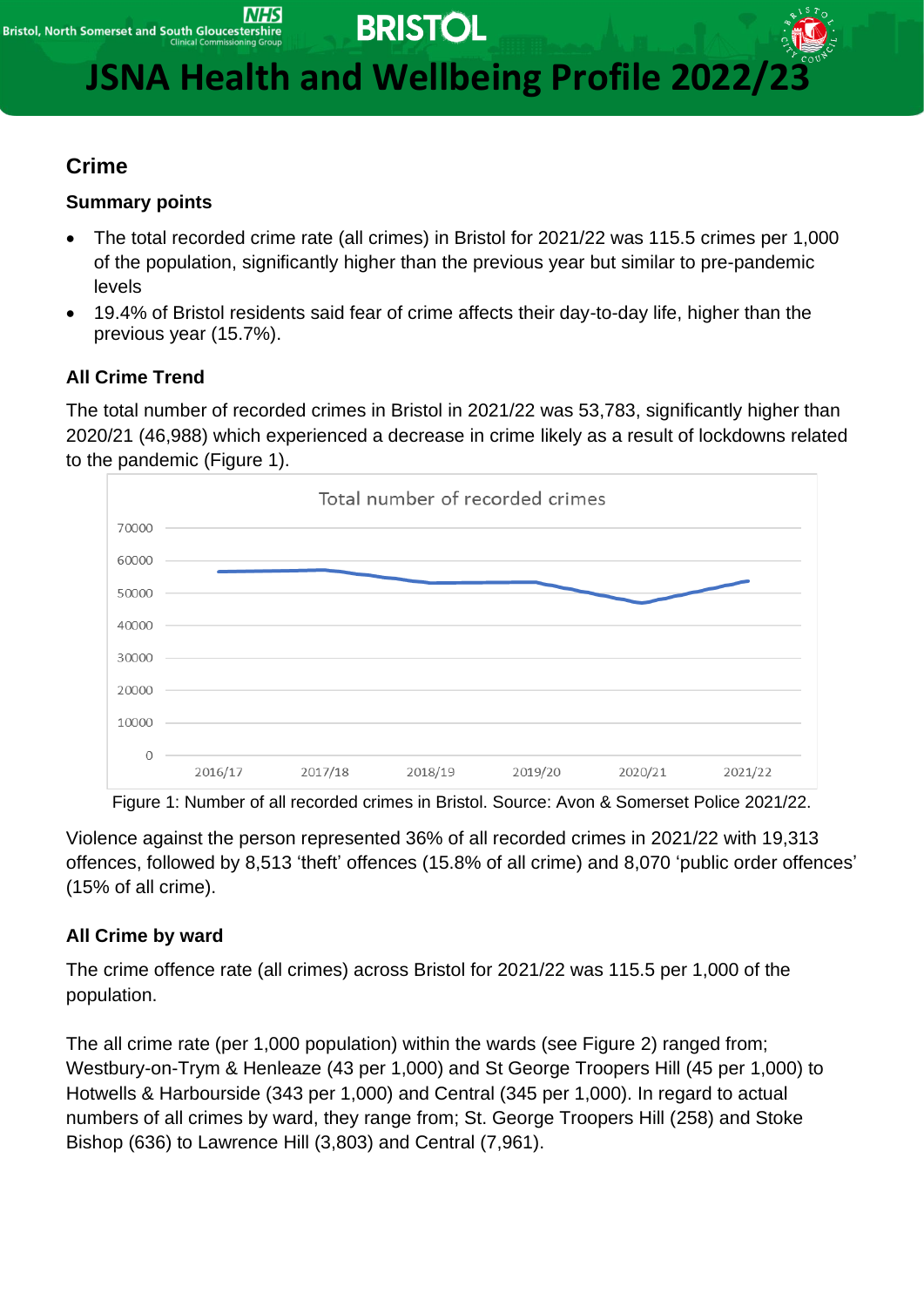# JSNA Health and Wellbeing Profile 2022/23

## Crime

### Summary points

- The total recorded crime rate (all crimes) in Bristol for 2021/22 was 115.5 crimes per 1,000 of the population, significantly higher than the previous year but similar to pre-pandemic levels
- 19.4% of Bristol residents said fear of crime affects their day-to-day life, higher than the previous year (15.7%).

### All Crime Trend

The total number of recorded crimes in Bristol in 2021/22 was 53,783, significantly higher than 2020/21 (46,988) which experienced a decrease in crime likely as a result of lockdowns related to the pandemic (Figure 1).

Figure 1: Number of all recorded crimes in Bristol. Source: Avon & Somerset Police 2021/22.

Violence against the person represented 36% of all recorded crimes in 2021/22 with 19,313 offences, followed by 8,513 'theft' offences (15.8% of all crime) and 8,070 'public order offences' (15% of all crime).

### All Crime by ward

The crime offence rate (all crimes) across Bristol for 2021/22 was 115.5 per 1,000 of the population.

The all crime rate (per 1,000 population) within the wards (see Figure 2) ranged from; Westbury-on-Trym & Henleaze (43 per 1,000) and St George Troopers Hill (45 per 1,000) to Hotwells & Harbourside (343 per 1,000) and Central (345 per 1,000). In regard to actual numbers of all crimes by ward, they range from; St. George Troopers Hill (258) and Stoke Bishop (636) to Lawrence Hill (3,803) and Central (7,961).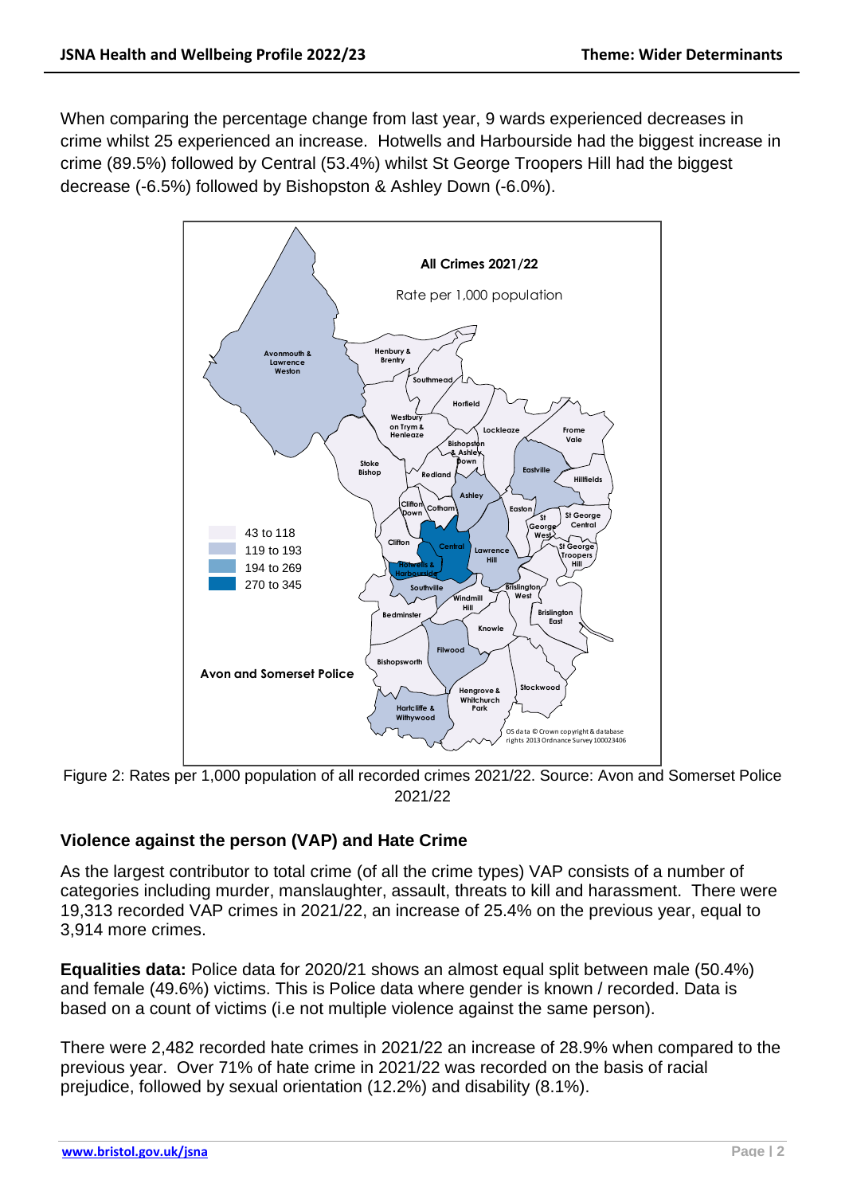When comparing the percentage change from last year, 9 wards experienced decreases in crime whilst 25 experienced an increase. Hotwells and Harbourside had the biggest increase in crime (89.5%) followed by Central (53.4%) whilst St George Troopers Hill had the biggest decrease (-6.5%) followed by Bishopston & Ashley Down (-6.0%).

Figure 2: Rates per 1,000 population of all recorded crimes 2021/22. Source: Avon and Somerset Police 2021/22

## Violence against the person (VAP) and Hate Crime

As the largest contributor to total crime (of all the crime types) VAP consists of a number of categories including murder, manslaughter, assault, threats to kill and harassment. There were 19,313 recorded VAP crimes in 2021/22, an increase of 25.4% on the previous year, equal to 3,914 more crimes.

**Equalities data:** Police data for 2020/21 shows an almost equal split between male (50.4%) and female (49.6%) victims. This is Police data where gender is known / recorded. Data is based on a count of victims (i.e not multiple violence against the same person).

There were 2,482 recorded hate crimes in 2021/22 an increase of 28.9% when compared to the previous year. Over 71% of hate crime in 2021/22 was recorded on the basis of racial prejudice, followed by sexual orientation (12.2%) and disability (8.1%).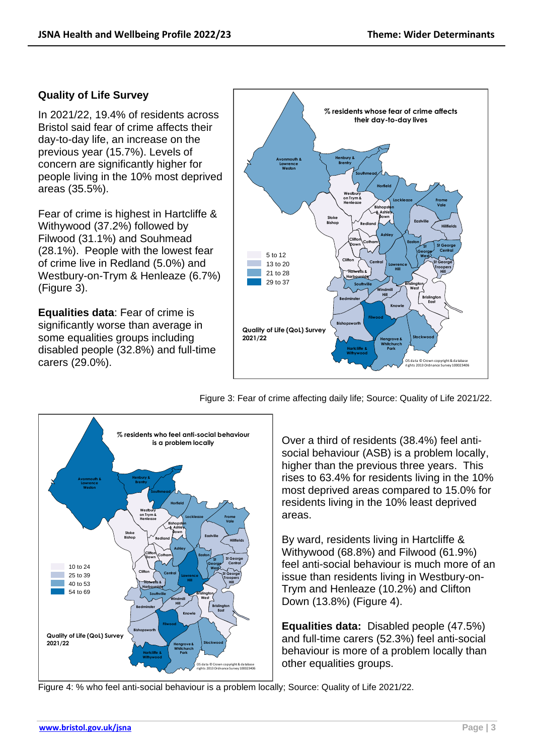## Quality of Life Survey

In 2021/22, 19.4% of residents across Bristol said fear of crime affects their day-to-day life, an increase on the previous year (15.7%). Levels of concern are significantly higher for people living in the 10% most deprived areas (35.5%).

Fear of crime is highest in Hartcliffe & Withywood (37.2%) followed by Filwood (31.1%) and Souhmead (28.1%). People with the lowest fear of crime live in Redland (5.0%) and Westbury-on-Trym & Henleaze (6.7%) (Figure 3).

**Equalities data**: Fear of crime is significantly worse than average in some equalities groups including disabled people (32.8%) and full-time carers (29.0%).

Figure 3: Fear of crime affecting daily life; Source: Quality of Life 2021/22.

Over a third of residents (38.4%) feel anti-social behaviour (ASB) is a problem locally, higher than the previous three years. This rises to 63.4% for residents living in the 10% most deprived areas compared to 15.0% for residents living in the 10% least deprived areas.

By ward, residents living in Hartcliffe & Withywood (68.8%) and Filwood (61.9%) feel anti-social behaviour is much more of an issue than residents living in Westbury-on-Trym and Henleaze (10.2%) and Clifton Down (13.8%) (Figure 4).

**Equalities data:** Disabled people (47.5%) and full-time carers (52.3%) feel anti-social behaviour is more of a problem locally than other equalities groups.

Figure 4: % who feel anti-social behaviour is a problem locally; Source: Quality of Life 2021/22.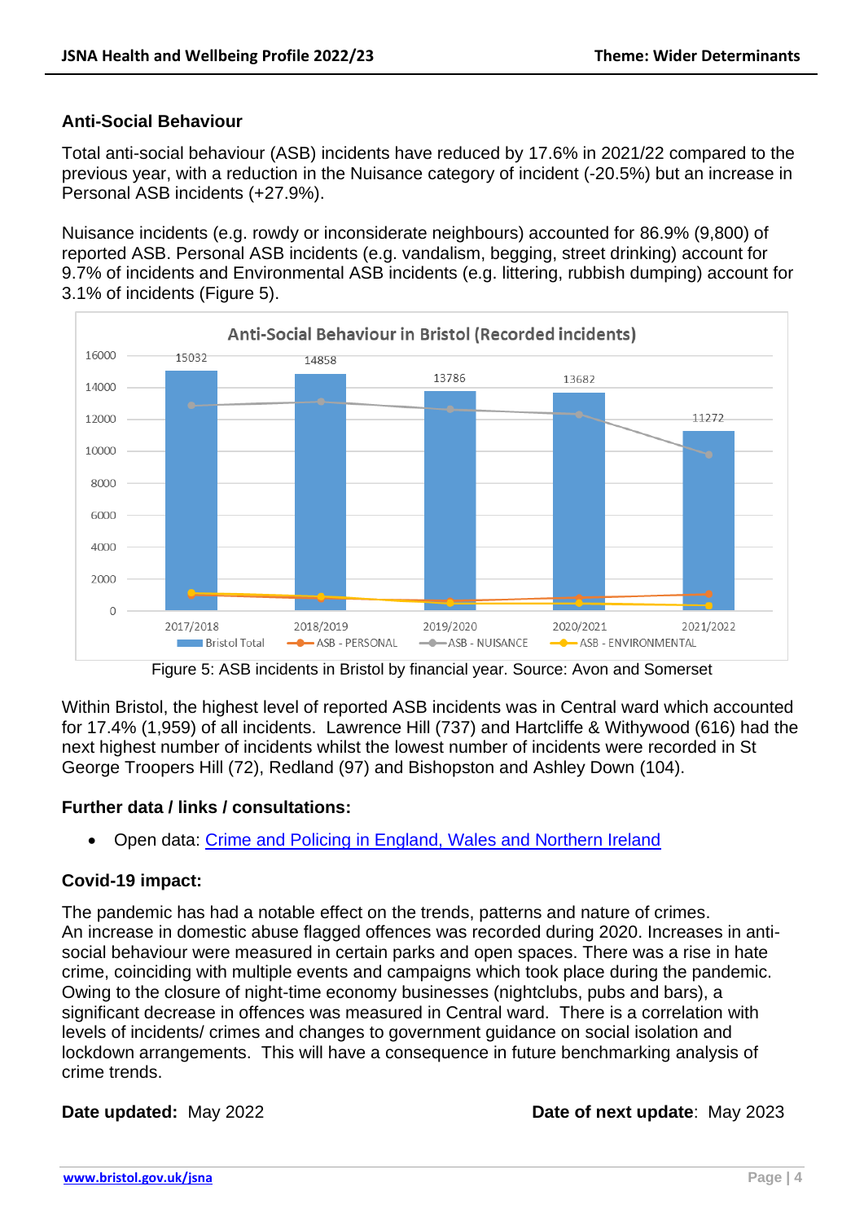## Anti-Social Behaviour

Total anti-social behaviour (ASB) incidents have reduced by 17.6% in 2021/22 compared to the previous year, with a reduction in the Nuisance category of incident (-20.5%) but an increase in Personal ASB incidents (+27.9%).

Nuisance incidents (e.g. rowdy or inconsiderate neighbours) accounted for 86.9% (9,800) of reported ASB. Personal ASB incidents (e.g. vandalism, begging, street drinking) account for 9.7% of incidents and Environmental ASB incidents (e.g. littering, rubbish dumping) account for 3.1% of incidents (Figure 5).

Anti-Social Behaviour in Bristol (Recorded incidents)

16000
14000
12000
10000
8000
6000
4000
2000
0

15032
14858
13786
13682
11272

2017/2018
2018/2019
2019/2020
2020/2021
2021/2022

Bristol Total
ASB - PERSONAL
ASB - NUISANCE
ASB - ENVIRONMENTAL

Figure 5: ASB incidents in Bristol by financial year. Source: Avon and Somerset

Within Bristol, the highest level of reported ASB incidents was in Central ward which accounted for 17.4% (1,959) of all incidents. Lawrence Hill (737) and Hartcliffe & Withywood (616) had the next highest number of incidents whilst the lowest number of incidents were recorded in St George Troopers Hill (72), Redland (97) and Bishopston and Ashley Down (104).

### Further data / links / consultations:

- Open data: [Crime and Policing in England, Wales and Northern Ireland]

### Covid-19 impact:

The pandemic has had a notable effect on the trends, patterns and nature of crimes. An increase in domestic abuse flagged offences was recorded during 2020. Increases in anti-social behaviour were measured in certain parks and open spaces. There was a rise in hate crime, coinciding with multiple events and campaigns which took place during the pandemic. Owing to the closure of night-time economy businesses (nightclubs, pubs and bars), a significant decrease in offences was measured in Central ward. There is a correlation with levels of incidents/ crimes and changes to government guidance on social isolation and lockdown arrangements. This will have a consequence in future benchmarking analysis of crime trends.

**Date updated:** May 2022 **Date of next update**: May 2023